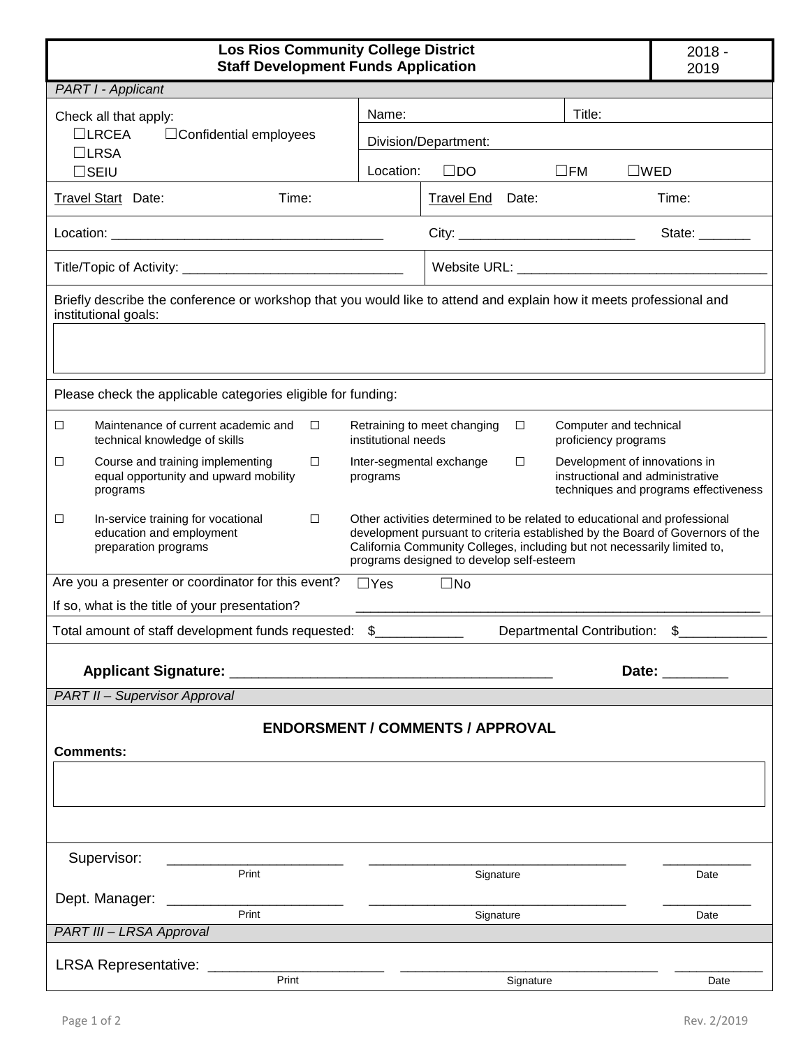# Los Rios Community College District
## Staff Development Funds Application

2018 - 2019

*PART I - Applicant*

Check all that apply:
☐LRCEA ☐Confidential employees
☐LRSA
☐SEIU

Name: Title:

Division/Department:

Location: ☐DO ☐FM ☐WED

Travel Start Date: Time: Travel End Date: Time:

Location: ____________________________________ City: ________________________ State: _______

Title/Topic of Activity: ______________________________ Website URL: __________________________________

Briefly describe the conference or workshop that you would like to attend and explain how it meets professional and institutional goals:

Please check the applicable categories eligible for funding:

| | | | | | |
|---|---|---|---|---|---|
| ☐ | Maintenance of current academic and technical knowledge of skills | ☐ | Retraining to meet changing institutional needs | ☐ | Computer and technical proficiency programs |
| ☐ | Course and training implementing equal opportunity and upward mobility programs | ☐ | Inter-segmental exchange programs | ☐ | Development of innovations in instructional and administrative techniques and programs effectiveness |
| ☐ | In-service training for vocational education and employment preparation programs | ☐ | Other activities determined to be related to educational and professional development pursuant to criteria established by the Board of Governors of the California Community Colleges, including but not necessarily limited to, programs designed to develop self-esteem | | |

Are you a presenter or coordinator for this event? ☐Yes ☐No

If so, what is the title of your presentation? _____________________________________________________

Total amount of staff development funds requested: $___________ Departmental Contribution: $___________

**Applicant Signature:** _________________________________________ **Date:** ________

*PART II – Supervisor Approval*

**ENDORSMENT / COMMENTS / APPROVAL**

**Comments:**

Supervisor: ______________________ _________________________________ ___________
Print Signature Date

Dept. Manager: ______________________ _________________________________ ___________
Print Signature Date

*PART III – LRSA Approval*

LRSA Representative: ______________________ _________________________________ ___________
Print Signature Date

Rev. 2/2019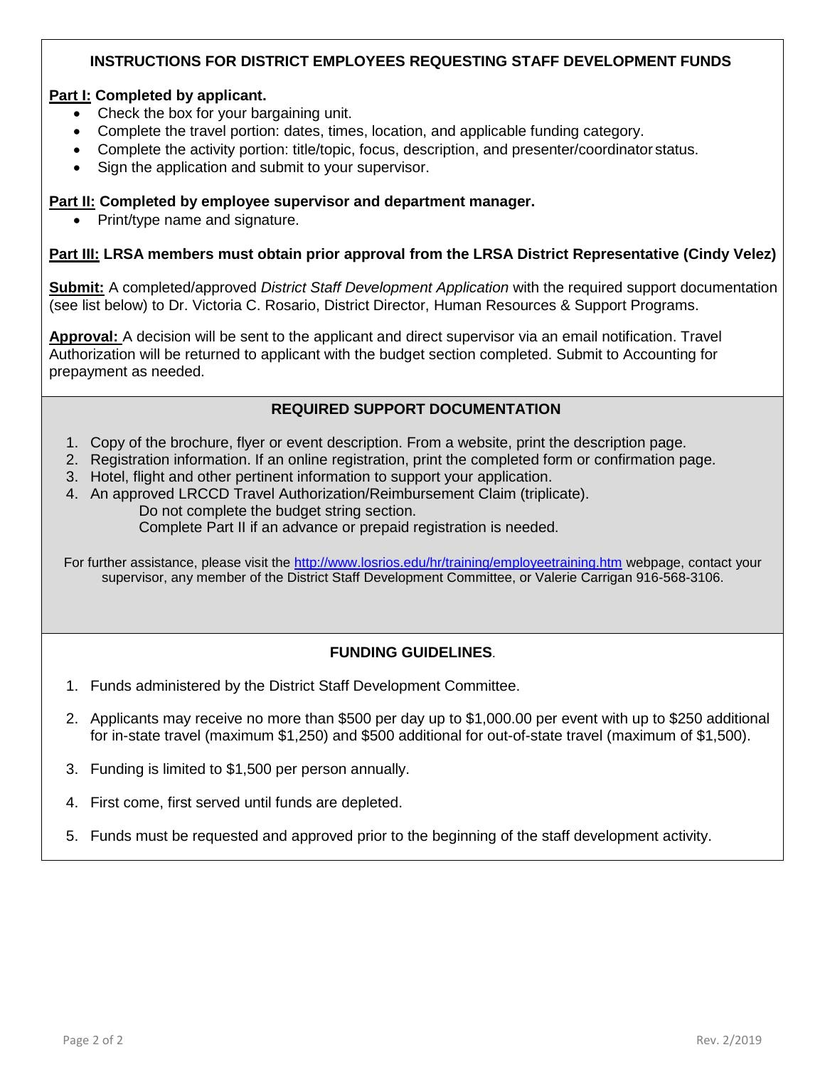## INSTRUCTIONS FOR DISTRICT EMPLOYEES REQUESTING STAFF DEVELOPMENT FUNDS

**Part I: Completed by applicant.**

- Check the box for your bargaining unit.
- Complete the travel portion: dates, times, location, and applicable funding category.
- Complete the activity portion: title/topic, focus, description, and presenter/coordinator status.
- Sign the application and submit to your supervisor.

**Part II: Completed by employee supervisor and department manager.**

- Print/type name and signature.

**Part III: LRSA members must obtain prior approval from the LRSA District Representative (Cindy Velez)**

**Submit:** A completed/approved *District Staff Development Application* with the required support documentation (see list below) to Dr. Victoria C. Rosario, District Director, Human Resources & Support Programs.

**Approval:** A decision will be sent to the applicant and direct supervisor via an email notification. Travel Authorization will be returned to applicant with the budget section completed. Submit to Accounting for prepayment as needed.

## REQUIRED SUPPORT DOCUMENTATION

1. Copy of the brochure, flyer or event description. From a website, print the description page.
2. Registration information. If an online registration, print the completed form or confirmation page.
3. Hotel, flight and other pertinent information to support your application.
4. An approved LRCCD Travel Authorization/Reimbursement Claim (triplicate).
   Do not complete the budget string section.
   Complete Part II if an advance or prepaid registration is needed.

For further assistance, please visit the http://www.losrios.edu/hr/training/employeetraining.htm webpage, contact your supervisor, any member of the District Staff Development Committee, or Valerie Carrigan 916-568-3106.

## FUNDING GUIDELINES.

1. Funds administered by the District Staff Development Committee.
2. Applicants may receive no more than $500 per day up to $1,000.00 per event with up to $250 additional for in-state travel (maximum $1,250) and $500 additional for out-of-state travel (maximum of $1,500).
3. Funding is limited to $1,500 per person annually.
4. First come, first served until funds are depleted.
5. Funds must be requested and approved prior to the beginning of the staff development activity.

Rev. 2/2019